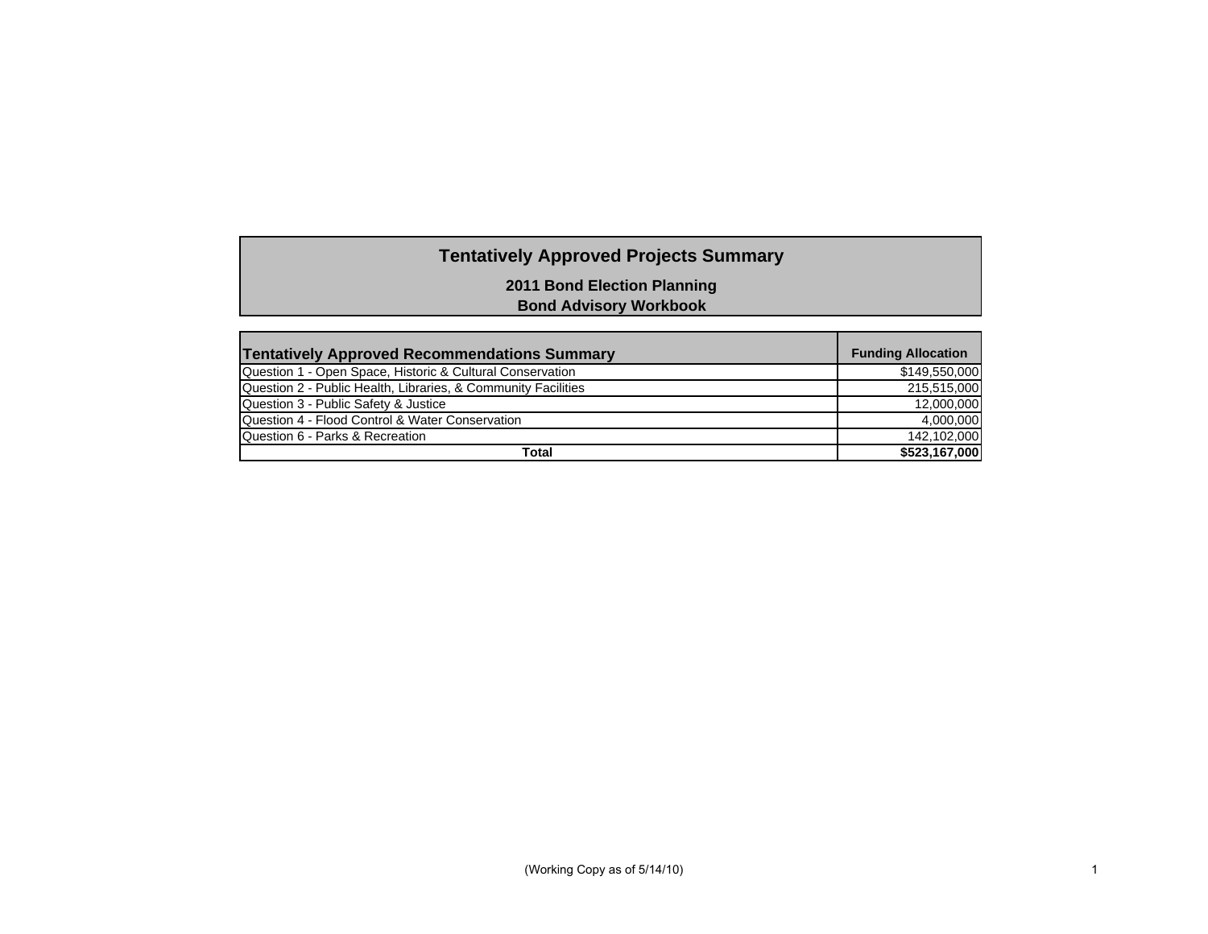# Tentatively Approved Projects Summary

**2011 Bond Election Planning**
**Bond Advisory Workbook**

| Tentatively Approved Recommendations Summary | Funding Allocation |
|---|---|
| Question 1 - Open Space, Historic & Cultural Conservation | $149,550,000 |
| Question 2 - Public Health, Libraries, & Community Facilities | 215,515,000 |
| Question 3 - Public Safety & Justice | 12,000,000 |
| Question 4 - Flood Control & Water Conservation | 4,000,000 |
| Question 6 - Parks & Recreation | 142,102,000 |
| **Total** | **$523,167,000** |

(Working Copy as of 5/14/10)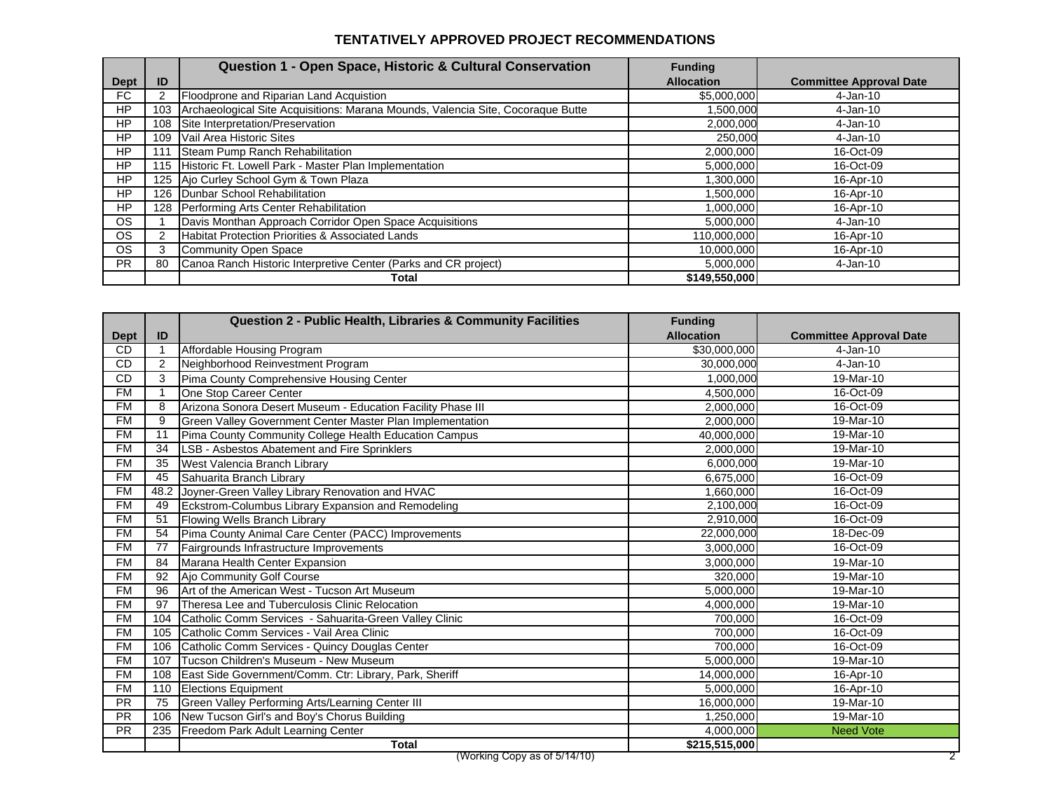# TENTATIVELY APPROVED PROJECT RECOMMENDATIONS

| Dept | ID | Question 1 - Open Space, Historic & Cultural Conservation | Funding Allocation | Committee Approval Date |
|---|---|---|---|---|
| FC | 2 | Floodprone and Riparian Land Acquistion | $5,000,000 | 4-Jan-10 |
| HP | 103 | Archaeological Site Acquisitions: Marana Mounds, Valencia Site, Cocoraque Butte | 1,500,000 | 4-Jan-10 |
| HP | 108 | Site Interpretation/Preservation | 2,000,000 | 4-Jan-10 |
| HP | 109 | Vail Area Historic Sites | 250,000 | 4-Jan-10 |
| HP | 111 | Steam Pump Ranch Rehabilitation | 2,000,000 | 16-Oct-09 |
| HP | 115 | Historic Ft. Lowell Park - Master Plan Implementation | 5,000,000 | 16-Oct-09 |
| HP | 125 | Ajo Curley School Gym & Town Plaza | 1,300,000 | 16-Apr-10 |
| HP | 126 | Dunbar School Rehabilitation | 1,500,000 | 16-Apr-10 |
| HP | 128 | Performing Arts Center Rehabilitation | 1,000,000 | 16-Apr-10 |
| OS | 1 | Davis Monthan Approach Corridor Open Space Acquisitions | 5,000,000 | 4-Jan-10 |
| OS | 2 | Habitat Protection Priorities & Associated Lands | 110,000,000 | 16-Apr-10 |
| OS | 3 | Community Open Space | 10,000,000 | 16-Apr-10 |
| PR | 80 | Canoa Ranch Historic Interpretive Center (Parks and CR project) | 5,000,000 | 4-Jan-10 |
| | | **Total** | **$149,550,000** | |

| Dept | ID | Question 2 - Public Health, Libraries & Community Facilities | Funding Allocation | Committee Approval Date |
|---|---|---|---|---|
| CD | 1 | Affordable Housing Program | $30,000,000 | 4-Jan-10 |
| CD | 2 | Neighborhood Reinvestment Program | 30,000,000 | 4-Jan-10 |
| CD | 3 | Pima County Comprehensive Housing Center | 1,000,000 | 19-Mar-10 |
| FM | 1 | One Stop Career Center | 4,500,000 | 16-Oct-09 |
| FM | 8 | Arizona Sonora Desert Museum - Education Facility Phase III | 2,000,000 | 16-Oct-09 |
| FM | 9 | Green Valley Government Center Master Plan Implementation | 2,000,000 | 19-Mar-10 |
| FM | 11 | Pima County Community College Health Education Campus | 40,000,000 | 19-Mar-10 |
| FM | 34 | LSB - Asbestos Abatement and Fire Sprinklers | 2,000,000 | 19-Mar-10 |
| FM | 35 | West Valencia Branch Library | 6,000,000 | 19-Mar-10 |
| FM | 45 | Sahuarita Branch Library | 6,675,000 | 16-Oct-09 |
| FM | 48.2 | Joyner-Green Valley Library Renovation and HVAC | 1,660,000 | 16-Oct-09 |
| FM | 49 | Eckstrom-Columbus Library Expansion and Remodeling | 2,100,000 | 16-Oct-09 |
| FM | 51 | Flowing Wells Branch Library | 2,910,000 | 16-Oct-09 |
| FM | 54 | Pima County Animal Care Center (PACC) Improvements | 22,000,000 | 18-Dec-09 |
| FM | 77 | Fairgrounds Infrastructure Improvements | 3,000,000 | 16-Oct-09 |
| FM | 84 | Marana Health Center Expansion | 3,000,000 | 19-Mar-10 |
| FM | 92 | Ajo Community Golf Course | 320,000 | 19-Mar-10 |
| FM | 96 | Art of the American West - Tucson Art Museum | 5,000,000 | 19-Mar-10 |
| FM | 97 | Theresa Lee and Tuberculosis Clinic Relocation | 4,000,000 | 19-Mar-10 |
| FM | 104 | Catholic Comm Services - Sahuarita-Green Valley Clinic | 700,000 | 16-Oct-09 |
| FM | 105 | Catholic Comm Services - Vail Area Clinic | 700,000 | 16-Oct-09 |
| FM | 106 | Catholic Comm Services - Quincy Douglas Center | 700,000 | 16-Oct-09 |
| FM | 107 | Tucson Children's Museum - New Museum | 5,000,000 | 19-Mar-10 |
| FM | 108 | East Side Government/Comm. Ctr: Library, Park, Sheriff | 14,000,000 | 16-Apr-10 |
| FM | 110 | Elections Equipment | 5,000,000 | 16-Apr-10 |
| PR | 75 | Green Valley Performing Arts/Learning Center III | 16,000,000 | 19-Mar-10 |
| PR | 106 | New Tucson Girl's and Boy's Chorus Building | 1,250,000 | 19-Mar-10 |
| PR | 235 | Freedom Park Adult Learning Center | 4,000,000 | Need Vote |
| | | **Total** | **$215,515,000** | |

(Working Copy as of 5/14/10)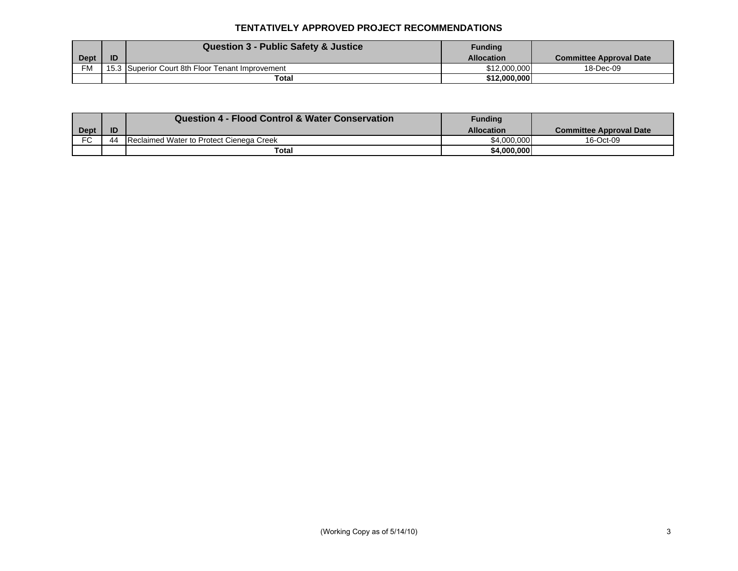## TENTATIVELY APPROVED PROJECT RECOMMENDATIONS

| Dept | ID | Question 3 - Public Safety & Justice | Funding Allocation | Committee Approval Date |
|---|---|---|---|---|
| FM | 15.3 | Superior Court 8th Floor Tenant Improvement | $12,000,000 | 18-Dec-09 |
| | | **Total** | **$12,000,000** | |

| Dept | ID | Question 4 - Flood Control & Water Conservation | Funding Allocation | Committee Approval Date |
|---|---|---|---|---|
| FC | 44 | Reclaimed Water to Protect Cienega Creek | $4,000,000 | 16-Oct-09 |
| | | **Total** | **$4,000,000** | |

(Working Copy as of 5/14/10)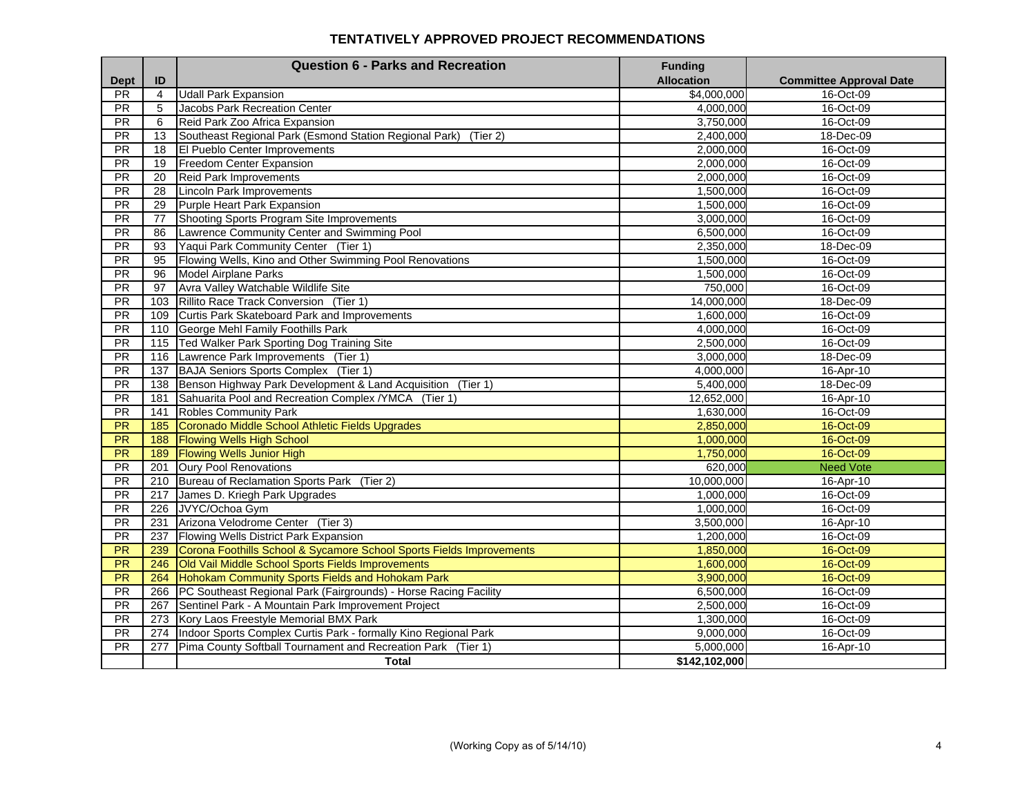# TENTATIVELY APPROVED PROJECT RECOMMENDATIONS

| Dept | ID | Question 6 - Parks and Recreation | Funding Allocation | Committee Approval Date |
|---|---|---|---|---|
| PR | 4 | Udall Park Expansion | $4,000,000 | 16-Oct-09 |
| PR | 5 | Jacobs Park Recreation Center | 4,000,000 | 16-Oct-09 |
| PR | 6 | Reid Park Zoo Africa Expansion | 3,750,000 | 16-Oct-09 |
| PR | 13 | Southeast Regional Park (Esmond Station Regional Park) (Tier 2) | 2,400,000 | 18-Dec-09 |
| PR | 18 | El Pueblo Center Improvements | 2,000,000 | 16-Oct-09 |
| PR | 19 | Freedom Center Expansion | 2,000,000 | 16-Oct-09 |
| PR | 20 | Reid Park Improvements | 2,000,000 | 16-Oct-09 |
| PR | 28 | Lincoln Park Improvements | 1,500,000 | 16-Oct-09 |
| PR | 29 | Purple Heart Park Expansion | 1,500,000 | 16-Oct-09 |
| PR | 77 | Shooting Sports Program Site Improvements | 3,000,000 | 16-Oct-09 |
| PR | 86 | Lawrence Community Center and Swimming Pool | 6,500,000 | 16-Oct-09 |
| PR | 93 | Yaqui Park Community Center (Tier 1) | 2,350,000 | 18-Dec-09 |
| PR | 95 | Flowing Wells, Kino and Other Swimming Pool Renovations | 1,500,000 | 16-Oct-09 |
| PR | 96 | Model Airplane Parks | 1,500,000 | 16-Oct-09 |
| PR | 97 | Avra Valley Watchable Wildlife Site | 750,000 | 16-Oct-09 |
| PR | 103 | Rillito Race Track Conversion (Tier 1) | 14,000,000 | 18-Dec-09 |
| PR | 109 | Curtis Park Skateboard Park and Improvements | 1,600,000 | 16-Oct-09 |
| PR | 110 | George Mehl Family Foothills Park | 4,000,000 | 16-Oct-09 |
| PR | 115 | Ted Walker Park Sporting Dog Training Site | 2,500,000 | 16-Oct-09 |
| PR | 116 | Lawrence Park Improvements (Tier 1) | 3,000,000 | 18-Dec-09 |
| PR | 137 | BAJA Seniors Sports Complex (Tier 1) | 4,000,000 | 16-Apr-10 |
| PR | 138 | Benson Highway Park Development & Land Acquisition (Tier 1) | 5,400,000 | 18-Dec-09 |
| PR | 181 | Sahuarita Pool and Recreation Complex /YMCA (Tier 1) | 12,652,000 | 16-Apr-10 |
| PR | 141 | Robles Community Park | 1,630,000 | 16-Oct-09 |
| PR | 185 | Coronado Middle School Athletic Fields Upgrades | 2,850,000 | 16-Oct-09 |
| PR | 188 | Flowing Wells High School | 1,000,000 | 16-Oct-09 |
| PR | 189 | Flowing Wells Junior High | 1,750,000 | 16-Oct-09 |
| PR | 201 | Oury Pool Renovations | 620,000 | Need Vote |
| PR | 210 | Bureau of Reclamation Sports Park (Tier 2) | 10,000,000 | 16-Apr-10 |
| PR | 217 | James D. Kriegh Park Upgrades | 1,000,000 | 16-Oct-09 |
| PR | 226 | JVYC/Ochoa Gym | 1,000,000 | 16-Oct-09 |
| PR | 231 | Arizona Velodrome Center (Tier 3) | 3,500,000 | 16-Apr-10 |
| PR | 237 | Flowing Wells District Park Expansion | 1,200,000 | 16-Oct-09 |
| PR | 239 | Corona Foothills School & Sycamore School Sports Fields Improvements | 1,850,000 | 16-Oct-09 |
| PR | 246 | Old Vail Middle School Sports Fields Improvements | 1,600,000 | 16-Oct-09 |
| PR | 264 | Hohokam Community Sports Fields and Hohokam Park | 3,900,000 | 16-Oct-09 |
| PR | 266 | PC Southeast Regional Park (Fairgrounds) - Horse Racing Facility | 6,500,000 | 16-Oct-09 |
| PR | 267 | Sentinel Park - A Mountain Park Improvement Project | 2,500,000 | 16-Oct-09 |
| PR | 273 | Kory Laos Freestyle Memorial BMX Park | 1,300,000 | 16-Oct-09 |
| PR | 274 | Indoor Sports Complex Curtis Park - formally Kino Regional Park | 9,000,000 | 16-Oct-09 |
| PR | 277 | Pima County Softball Tournament and Recreation Park (Tier 1) | 5,000,000 | 16-Apr-10 |
| | | **Total** | **$142,102,000** | |

(Working Copy as of 5/14/10)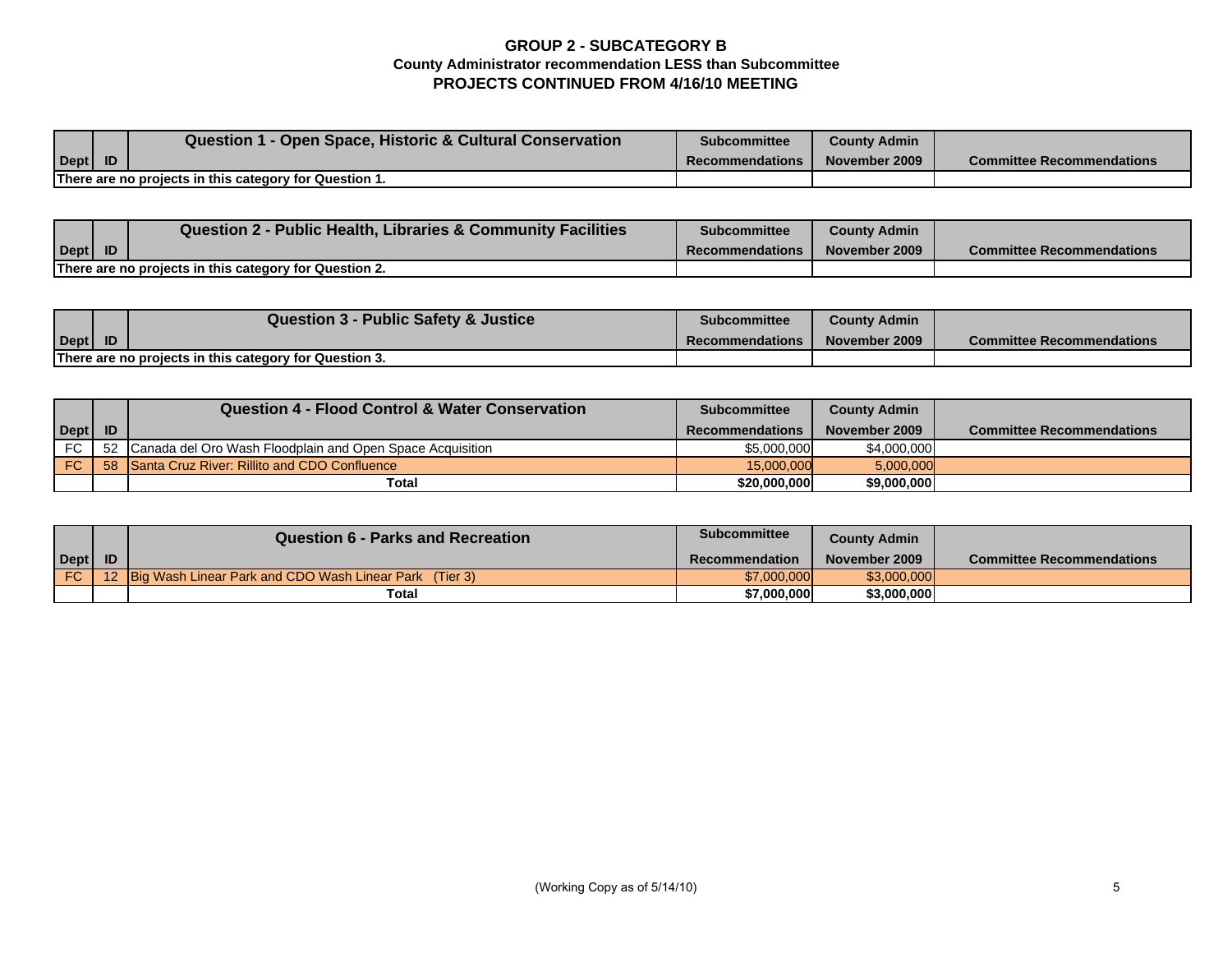# GROUP 2 - SUBCATEGORY B

## County Administrator recommendation LESS than Subcommittee

## PROJECTS CONTINUED FROM 4/16/10 MEETING

| Dept | ID | Question 1 - Open Space, Historic & Cultural Conservation | Subcommittee Recommendations | County Admin November 2009 | Committee Recommendations |
|---|---|---|---|---|---|
| There are no projects in this category for Question 1. | | | | | |

| Dept | ID | Question 2 - Public Health, Libraries & Community Facilities | Subcommittee Recommendations | County Admin November 2009 | Committee Recommendations |
|---|---|---|---|---|---|
| There are no projects in this category for Question 2. | | | | | |

| Dept | ID | Question 3 - Public Safety & Justice | Subcommittee Recommendations | County Admin November 2009 | Committee Recommendations |
|---|---|---|---|---|---|
| There are no projects in this category for Question 3. | | | | | |

| Dept | ID | Question 4 - Flood Control & Water Conservation | Subcommittee Recommendations | County Admin November 2009 | Committee Recommendations |
|---|---|---|---|---|---|
| FC | 52 | Canada del Oro Wash Floodplain and Open Space Acquisition | $5,000,000 | $4,000,000 | |
| FC | 58 | Santa Cruz River: Rillito and CDO Confluence | 15,000,000 | 5,000,000 | |
| | | **Total** | **$20,000,000** | **$9,000,000** | |

| Dept | ID | Question 6 - Parks and Recreation | Subcommittee Recommendation | County Admin November 2009 | Committee Recommendations |
|---|---|---|---|---|---|
| FC | 12 | Big Wash Linear Park and CDO Wash Linear Park (Tier 3) | $7,000,000 | $3,000,000 | |
| | | **Total** | **$7,000,000** | **$3,000,000** | |

(Working Copy as of 5/14/10)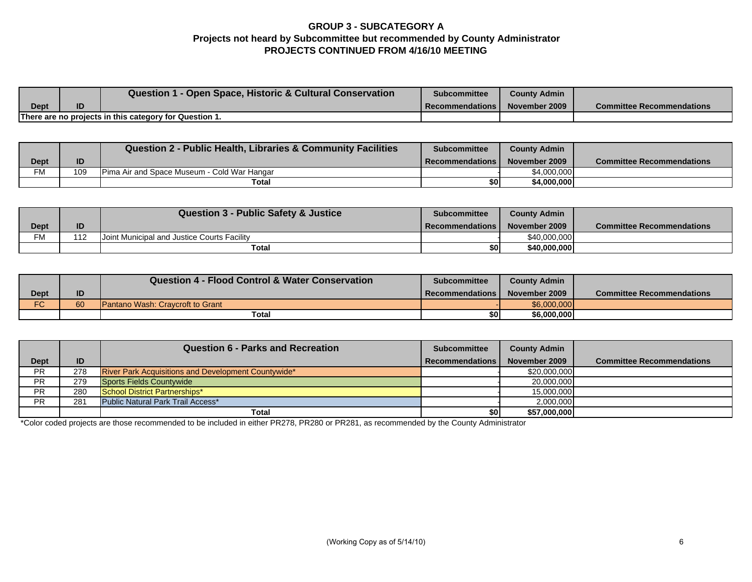# GROUP 3 - SUBCATEGORY A
## Projects not heard by Subcommittee but recommended by County Administrator
## PROJECTS CONTINUED FROM 4/16/10 MEETING

| Dept | ID | Question 1 - Open Space, Historic & Cultural Conservation | Subcommittee Recommendations | County Admin November 2009 | Committee Recommendations |
|---|---|---|---|---|---|
| There are no projects in this category for Question 1. | | | | | |

| Dept | ID | Question 2 - Public Health, Libraries & Community Facilities | Subcommittee Recommendations | County Admin November 2009 | Committee Recommendations |
|---|---|---|---|---|---|
| FM | 109 | Pima Air and Space Museum - Cold War Hangar | - | $4,000,000 | |
| | | **Total** | **$0** | **$4,000,000** | |

| Dept | ID | Question 3 - Public Safety & Justice | Subcommittee Recommendations | County Admin November 2009 | Committee Recommendations |
|---|---|---|---|---|---|
| FM | 112 | Joint Municipal and Justice Courts Facility | - | $40,000,000 | |
| | | **Total** | **$0** | **$40,000,000** | |

| Dept | ID | Question 4 - Flood Control & Water Conservation | Subcommittee Recommendations | County Admin November 2009 | Committee Recommendations |
|---|---|---|---|---|---|
| FC | 60 | Pantano Wash: Craycroft to Grant | - | $6,000,000 | |
| | | **Total** | **$0** | **$6,000,000** | |

| Dept | ID | Question 6 - Parks and Recreation | Subcommittee Recommendations | County Admin November 2009 | Committee Recommendations |
|---|---|---|---|---|---|
| PR | 278 | River Park Acquisitions and Development Countywide* | - | $20,000,000 | |
| PR | 279 | Sports Fields Countywide | - | 20,000,000 | |
| PR | 280 | School District Partnerships* | - | 15,000,000 | |
| PR | 281 | Public Natural Park Trail Access* | - | 2,000,000 | |
| | | **Total** | **$0** | **$57,000,000** | |

*Color coded projects are those recommended to be included in either PR278, PR280 or PR281, as recommended by the County Administrator

(Working Copy as of 5/14/10)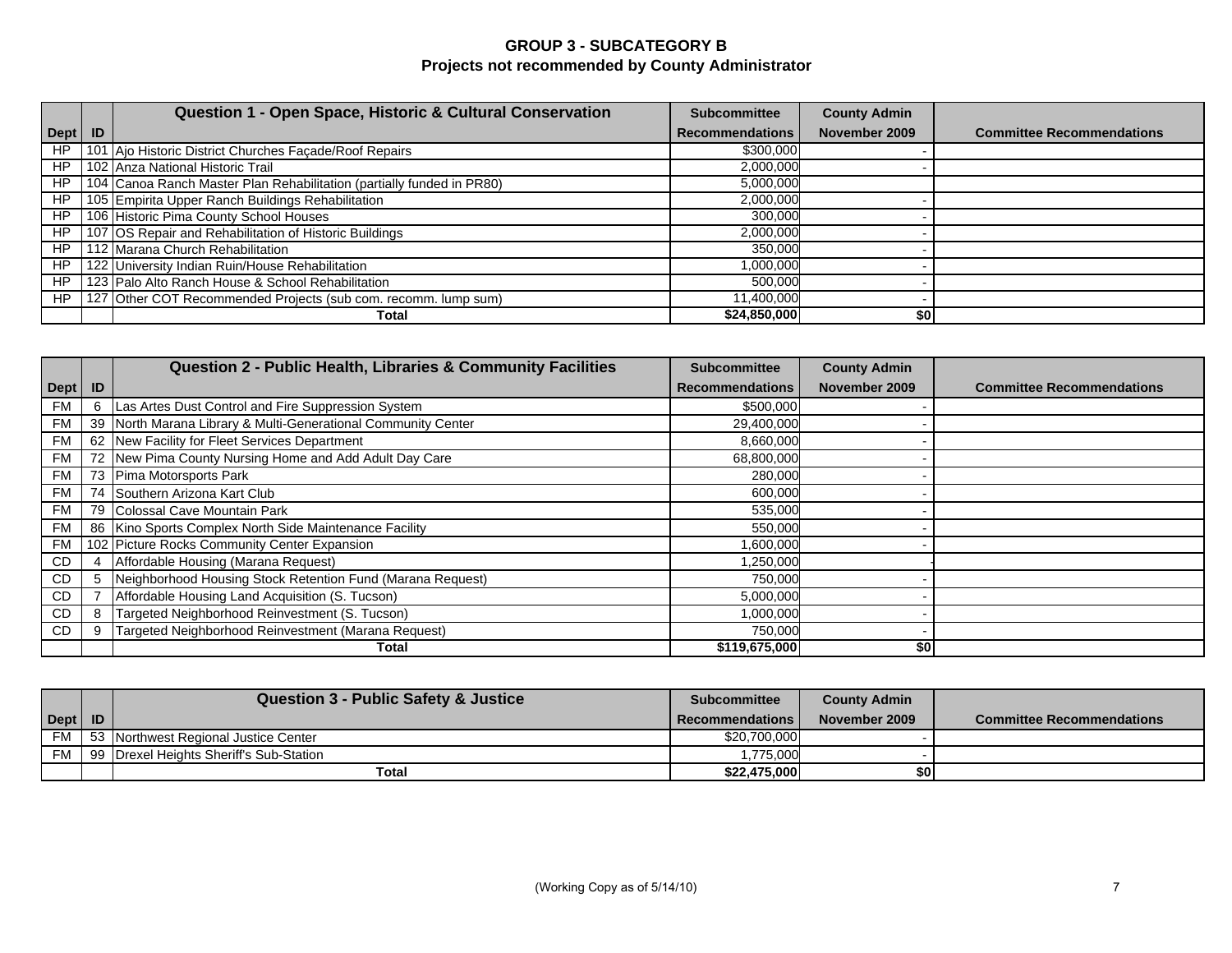# GROUP 3 - SUBCATEGORY B
## Projects not recommended by County Administrator

| Dept | ID | Question 1 - Open Space, Historic & Cultural Conservation | Subcommittee Recommendations | County Admin November 2009 | Committee Recommendations |
|---|---|---|---|---|---|
| HP | 101 | Ajo Historic District Churches Façade/Roof Repairs | $300,000 | - | |
| HP | 102 | Anza National Historic Trail | 2,000,000 | - | |
| HP | 104 | Canoa Ranch Master Plan Rehabilitation (partially funded in PR80) | 5,000,000 | | |
| HP | 105 | Empirita Upper Ranch Buildings Rehabilitation | 2,000,000 | - | |
| HP | 106 | Historic Pima County School Houses | 300,000 | - | |
| HP | 107 | OS Repair and Rehabilitation of Historic Buildings | 2,000,000 | - | |
| HP | 112 | Marana Church Rehabilitation | 350,000 | - | |
| HP | 122 | University Indian Ruin/House Rehabilitation | 1,000,000 | - | |
| HP | 123 | Palo Alto Ranch House & School Rehabilitation | 500,000 | - | |
| HP | 127 | Other COT Recommended Projects (sub com. recomm. lump sum) | 11,400,000 | - | |
| | | **Total** | **$24,850,000** | **$0** | |

| Dept | ID | Question 2 - Public Health, Libraries & Community Facilities | Subcommittee Recommendations | County Admin November 2009 | Committee Recommendations |
|---|---|---|---|---|---|
| FM | 6 | Las Artes Dust Control and Fire Suppression System | $500,000 | - | |
| FM | 39 | North Marana Library & Multi-Generational Community Center | 29,400,000 | - | |
| FM | 62 | New Facility for Fleet Services Department | 8,660,000 | - | |
| FM | 72 | New Pima County Nursing Home and Add Adult Day Care | 68,800,000 | - | |
| FM | 73 | Pima Motorsports Park | 280,000 | - | |
| FM | 74 | Southern Arizona Kart Club | 600,000 | - | |
| FM | 79 | Colossal Cave Mountain Park | 535,000 | - | |
| FM | 86 | Kino Sports Complex North Side Maintenance Facility | 550,000 | - | |
| FM | 102 | Picture Rocks Community Center Expansion | 1,600,000 | - | |
| CD | 4 | Affordable Housing (Marana Request) | 1,250,000 | - | |
| CD | 5 | Neighborhood Housing Stock Retention Fund (Marana Request) | 750,000 | - | |
| CD | 7 | Affordable Housing Land Acquisition (S. Tucson) | 5,000,000 | - | |
| CD | 8 | Targeted Neighborhood Reinvestment (S. Tucson) | 1,000,000 | - | |
| CD | 9 | Targeted Neighborhood Reinvestment (Marana Request) | 750,000 | - | |
| | | **Total** | **$119,675,000** | **$0** | |

| Dept | ID | Question 3 - Public Safety & Justice | Subcommittee Recommendations | County Admin November 2009 | Committee Recommendations |
|---|---|---|---|---|---|
| FM | 53 | Northwest Regional Justice Center | $20,700,000 | - | |
| FM | 99 | Drexel Heights Sheriff's Sub-Station | 1,775,000 | - | |
| | | **Total** | **$22,475,000** | **$0** | |

(Working Copy as of 5/14/10)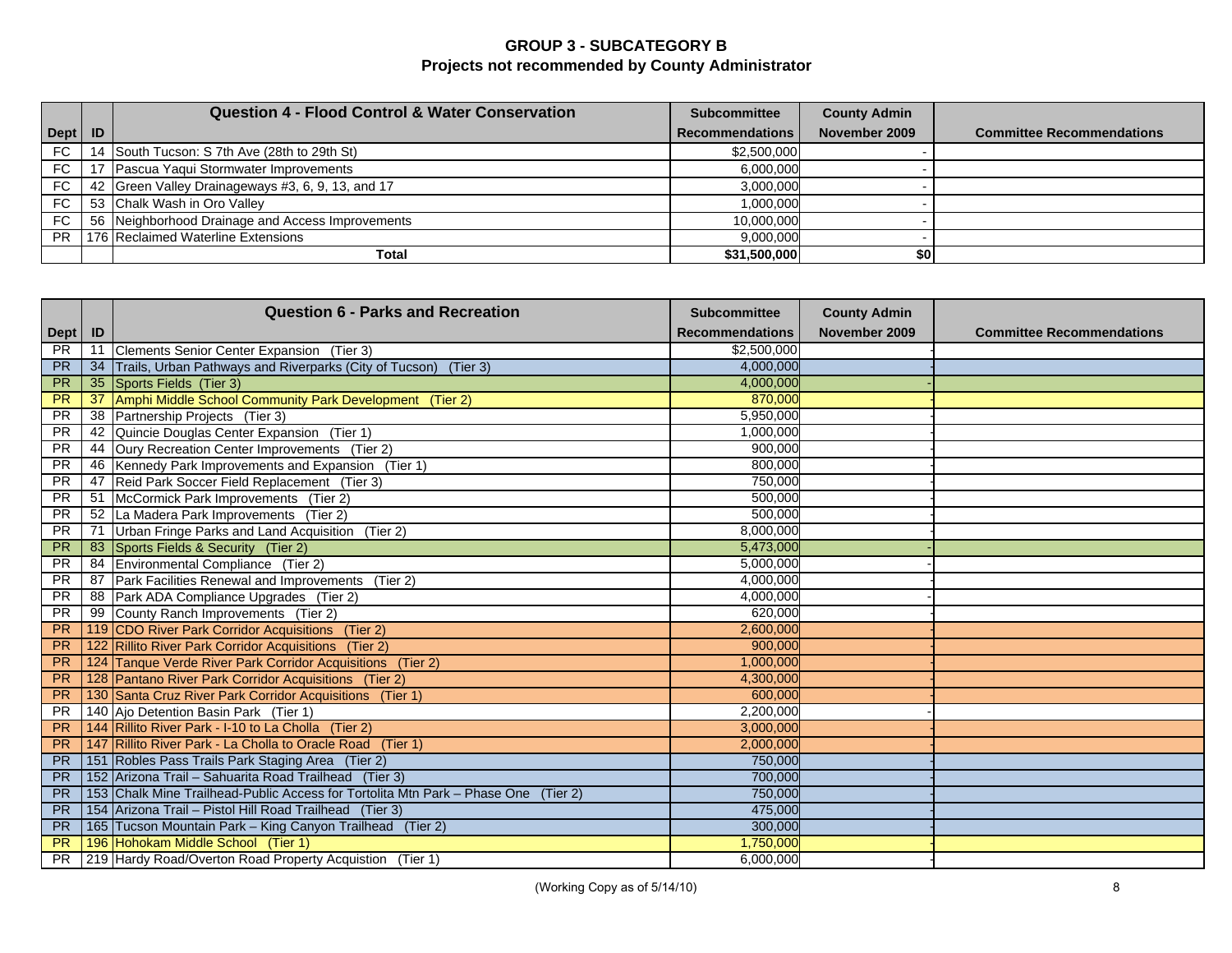# GROUP 3 - SUBCATEGORY B
## Projects not recommended by County Administrator

| Dept | ID | Question 4 - Flood Control & Water Conservation | Subcommittee Recommendations | County Admin November 2009 | Committee Recommendations |
|---|---|---|---|---|---|
| FC | 14 | South Tucson: S 7th Ave (28th to 29th St) | $2,500,000 | - | |
| FC | 17 | Pascua Yaqui Stormwater Improvements | 6,000,000 | - | |
| FC | 42 | Green Valley Drainageways #3, 6, 9, 13, and 17 | 3,000,000 | - | |
| FC | 53 | Chalk Wash in Oro Valley | 1,000,000 | - | |
| FC | 56 | Neighborhood Drainage and Access Improvements | 10,000,000 | - | |
| PR | 176 | Reclaimed Waterline Extensions | 9,000,000 | - | |
| | | **Total** | **$31,500,000** | **$0** | |

| Dept | ID | Question 6 - Parks and Recreation | Subcommittee Recommendations | County Admin November 2009 | Committee Recommendations |
|---|---|---|---|---|---|
| PR | 11 | Clements Senior Center Expansion (Tier 3) | $2,500,000 | - | |
| PR | 34 | Trails, Urban Pathways and Riverparks (City of Tucson) (Tier 3) | 4,000,000 | - | |
| PR | 35 | Sports Fields (Tier 3) | 4,000,000 | - | |
| PR | 37 | Amphi Middle School Community Park Development (Tier 2) | 870,000 | - | |
| PR | 38 | Partnership Projects (Tier 3) | 5,950,000 | - | |
| PR | 42 | Quincie Douglas Center Expansion (Tier 1) | 1,000,000 | - | |
| PR | 44 | Oury Recreation Center Improvements (Tier 2) | 900,000 | - | |
| PR | 46 | Kennedy Park Improvements and Expansion (Tier 1) | 800,000 | - | |
| PR | 47 | Reid Park Soccer Field Replacement (Tier 3) | 750,000 | - | |
| PR | 51 | McCormick Park Improvements (Tier 2) | 500,000 | - | |
| PR | 52 | La Madera Park Improvements (Tier 2) | 500,000 | - | |
| PR | 71 | Urban Fringe Parks and Land Acquisition (Tier 2) | 8,000,000 | - | |
| PR | 83 | Sports Fields & Security (Tier 2) | 5,473,000 | - | |
| PR | 84 | Environmental Compliance (Tier 2) | 5,000,000 | - | |
| PR | 87 | Park Facilities Renewal and Improvements (Tier 2) | 4,000,000 | - | |
| PR | 88 | Park ADA Compliance Upgrades (Tier 2) | 4,000,000 | - | |
| PR | 99 | County Ranch Improvements (Tier 2) | 620,000 | - | |
| PR | 119 | CDO River Park Corridor Acquisitions (Tier 2) | 2,600,000 | - | |
| PR | 122 | Rillito River Park Corridor Acquisitions (Tier 2) | 900,000 | - | |
| PR | 124 | Tanque Verde River Park Corridor Acquisitions (Tier 2) | 1,000,000 | - | |
| PR | 128 | Pantano River Park Corridor Acquisitions (Tier 2) | 4,300,000 | - | |
| PR | 130 | Santa Cruz River Park Corridor Acquisitions (Tier 1) | 600,000 | - | |
| PR | 140 | Ajo Detention Basin Park (Tier 1) | 2,200,000 | - | |
| PR | 144 | Rillito River Park - I-10 to La Cholla (Tier 2) | 3,000,000 | - | |
| PR | 147 | Rillito River Park - La Cholla to Oracle Road (Tier 1) | 2,000,000 | - | |
| PR | 151 | Robles Pass Trails Park Staging Area (Tier 2) | 750,000 | - | |
| PR | 152 | Arizona Trail – Sahuarita Road Trailhead (Tier 3) | 700,000 | - | |
| PR | 153 | Chalk Mine Trailhead-Public Access for Tortolita Mtn Park – Phase One (Tier 2) | 750,000 | - | |
| PR | 154 | Arizona Trail – Pistol Hill Road Trailhead (Tier 3) | 475,000 | - | |
| PR | 165 | Tucson Mountain Park – King Canyon Trailhead (Tier 2) | 300,000 | - | |
| PR | 196 | Hohokam Middle School (Tier 1) | 1,750,000 | - | |
| PR | 219 | Hardy Road/Overton Road Property Acquistion (Tier 1) | 6,000,000 | - | |

(Working Copy as of 5/14/10)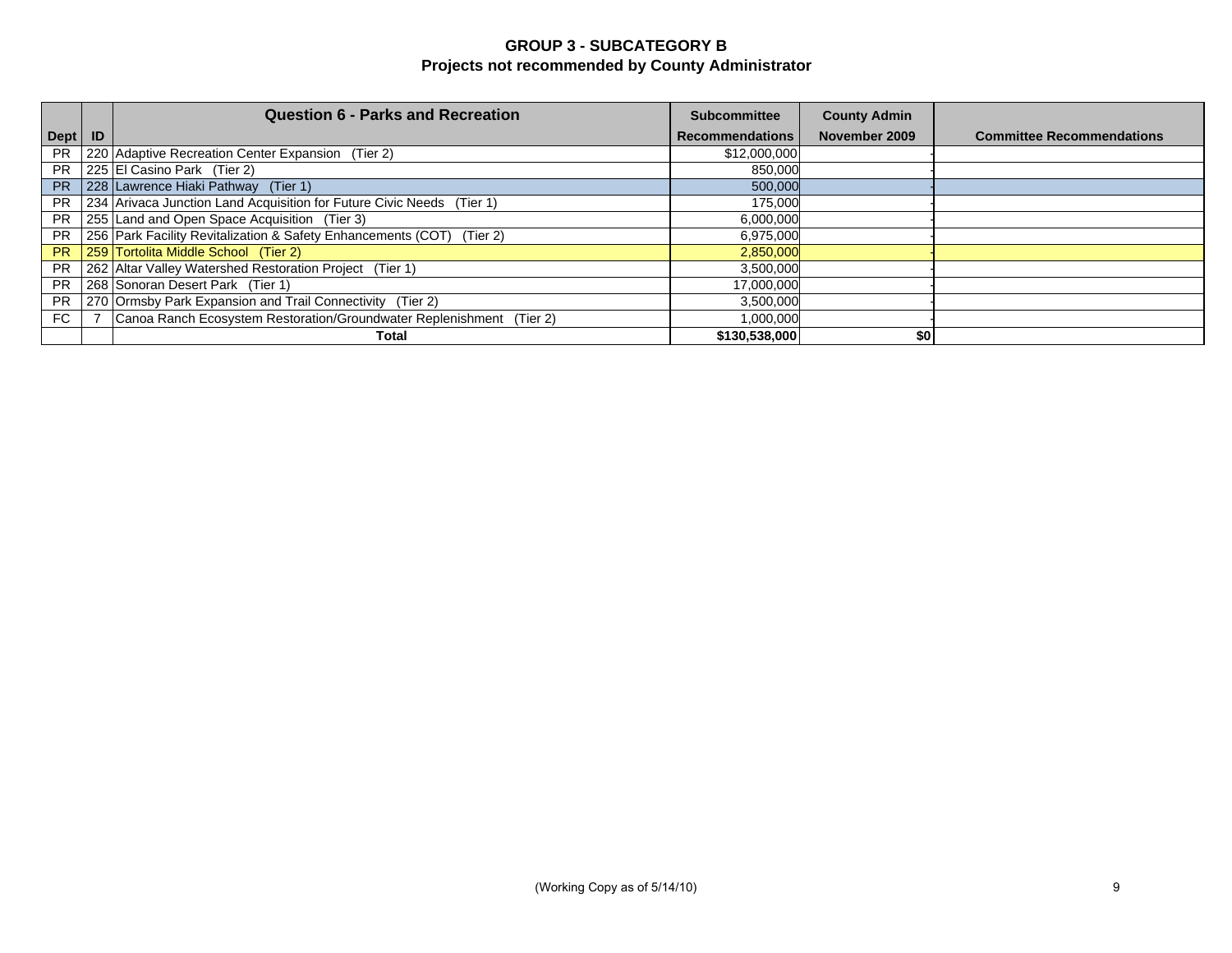## GROUP 3 - SUBCATEGORY B
## Projects not recommended by County Administrator

| Dept | ID | Question 6 - Parks and Recreation | Subcommittee Recommendations | County Admin November 2009 | Committee Recommendations |
|---|---|---|---|---|---|
| PR | 220 | Adaptive Recreation Center Expansion (Tier 2) | $12,000,000 | - | |
| PR | 225 | El Casino Park (Tier 2) | 850,000 | - | |
| PR | 228 | Lawrence Hiaki Pathway (Tier 1) | 500,000 | - | |
| PR | 234 | Arivaca Junction Land Acquisition for Future Civic Needs (Tier 1) | 175,000 | - | |
| PR | 255 | Land and Open Space Acquisition (Tier 3) | 6,000,000 | - | |
| PR | 256 | Park Facility Revitalization & Safety Enhancements (COT) (Tier 2) | 6,975,000 | - | |
| PR | 259 | Tortolita Middle School (Tier 2) | 2,850,000 | - | |
| PR | 262 | Altar Valley Watershed Restoration Project (Tier 1) | 3,500,000 | - | |
| PR | 268 | Sonoran Desert Park (Tier 1) | 17,000,000 | - | |
| PR | 270 | Ormsby Park Expansion and Trail Connectivity (Tier 2) | 3,500,000 | - | |
| FC | 7 | Canoa Ranch Ecosystem Restoration/Groundwater Replenishment (Tier 2) | 1,000,000 | - | |
| | | **Total** | **$130,538,000** | **$0** | |

(Working Copy as of 5/14/10)